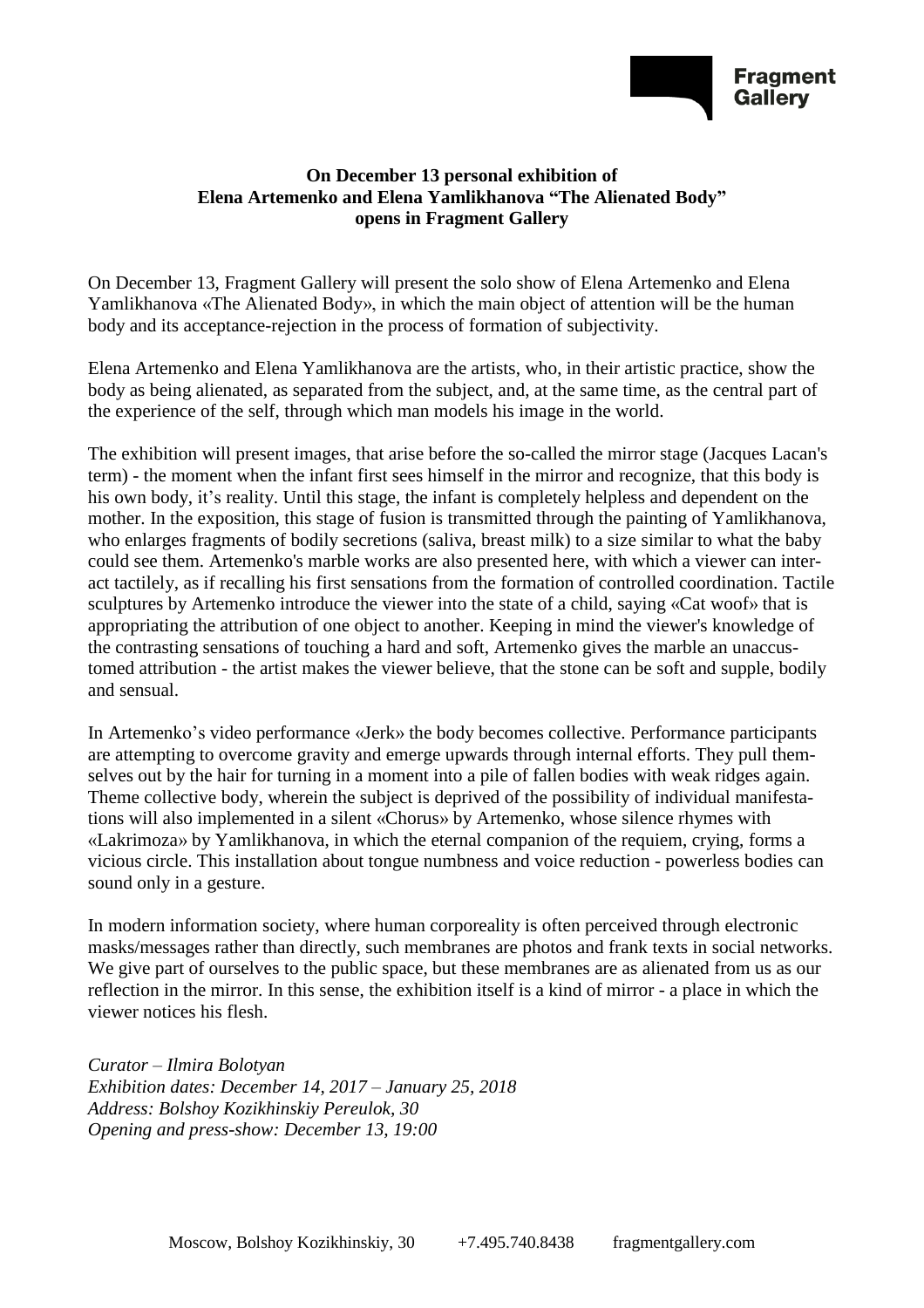**On December 13 personal exhibition of Elena Artemenko and Elena Yamlikhanova "The Alienated Body" opens in Fragment Gallery**

On December 13, Fragment Gallery will present the solo show of Elena Artemenko and Elena Yamlikhanova «The Alienated Body», in which the main object of attention will be the human body and its acceptance-rejection in the process of formation of subjectivity.

Elena Artemenko and Elena Yamlikhanova are the artists, who, in their artistic practice, show the body as being alienated, as separated from the subject, and, at the same time, as the central part of the experience of the self, through which man models his image in the world.

The exhibition will present images, that arise before the so-called the mirror stage (Jacques Lacan's term) - the moment when the infant first sees himself in the mirror and recognize, that this body is his own body, it's reality. Until this stage, the infant is completely helpless and dependent on the mother. In the exposition, this stage of fusion is transmitted through the painting of Yamlikhanova, who enlarges fragments of bodily secretions (saliva, breast milk) to a size similar to what the baby could see them. Artemenko's marble works are also presented here, with which a viewer can interact tactilely, as if recalling his first sensations from the formation of controlled coordination. Tactile sculptures by Artemenko introduce the viewer into the state of a child, saying «Cat woof» that is appropriating the attribution of one object to another. Keeping in mind the viewer's knowledge of the contrasting sensations of touching a hard and soft, Artemenko gives the marble an unaccustomed attribution - the artist makes the viewer believe, that the stone can be soft and supple, bodily and sensual.

In Artemenko's video performance «Jerk» the body becomes collective. Performance participants are attempting to overcome gravity and emerge upwards through internal efforts. They pull themselves out by the hair for turning in a moment into a pile of fallen bodies with weak ridges again. Theme collective body, wherein the subject is deprived of the possibility of individual manifestations will also implemented in a silent «Chorus» by Artemenko, whose silence rhymes with «Lakrimoza» by Yamlikhanova, in which the eternal companion of the requiem, crying, forms a vicious circle. This installation about tongue numbness and voice reduction - powerless bodies can sound only in a gesture.

In modern information society, where human corporeality is often perceived through electronic masks/messages rather than directly, such membranes are photos and frank texts in social networks. We give part of ourselves to the public space, but these membranes are as alienated from us as our reflection in the mirror. In this sense, the exhibition itself is a kind of mirror - a place in which the viewer notices his flesh.

*Curator – Ilmira Bolotyan*
*Exhibition dates: December 14, 2017 – January 25, 2018*
*Address: Bolshoy Kozikhinskiy Pereulok, 30*
*Opening and press-show: December 13, 19:00*

Moscow, Bolshoy Kozikhinskiy, 30 +7.495.740.8438 fragmentgallery.com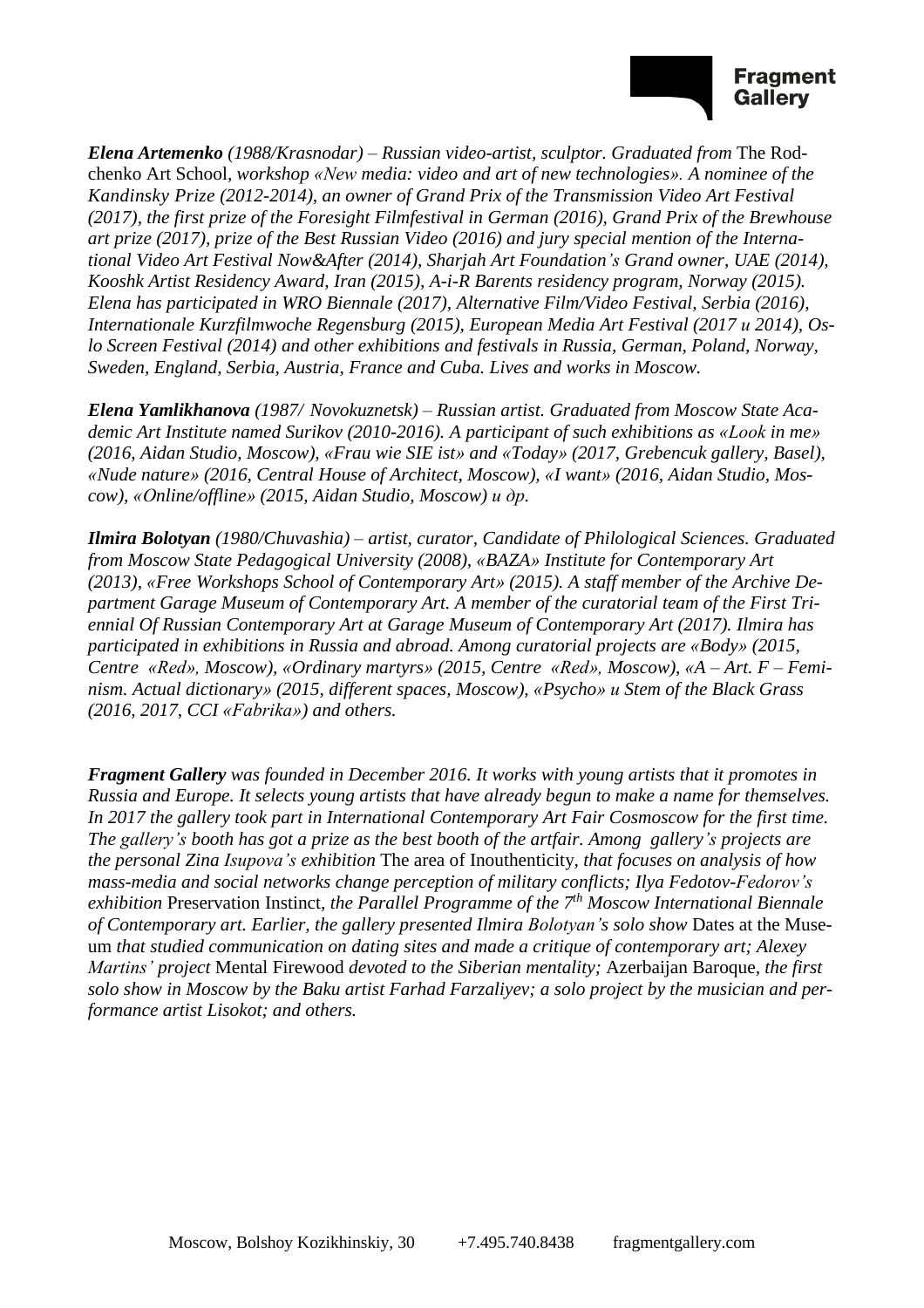***Elena Artemenko*** *(1988/Krasnodar) – Russian video-artist, sculptor. Graduated from* The Rodchenko Art School, *workshop «New media: video and art of new technologies». A nominee of the Kandinsky Prize (2012-2014), an owner of Grand Prix of the Transmission Video Art Festival (2017), the first prize of the Foresight Filmfestival in German (2016), Grand Prix of the Brewhouse art prize (2017), prize of the Best Russian Video (2016) and jury special mention of the International Video Art Festival Now&After (2014), Sharjah Art Foundation's Grand owner, UAE (2014), Kooshk Artist Residency Award, Iran (2015), A-i-R Barents residency program, Norway (2015). Elena has participated in WRO Biennale (2017), Alternative Film/Video Festival, Serbia (2016), Internationale Kurzfilmwoche Regensburg (2015), European Media Art Festival (2017 и 2014), Oslo Screen Festival (2014) and other exhibitions and festivals in Russia, German, Poland, Norway, Sweden, England, Serbia, Austria, France and Cuba. Lives and works in Moscow.*

***Elena Yamlikhanova*** *(1987/ Novokuznetsk) – Russian artist. Graduated from Moscow State Academic Art Institute named Surikov (2010-2016). A participant of such exhibitions as «Look in me» (2016, Aidan Studio, Moscow), «Frau wie SIE ist» and «Today» (2017, Grebencuk gallery, Basel), «Nude nature» (2016, Central House of Architect, Moscow), «I want» (2016, Aidan Studio, Moscow), «Online/offline» (2015, Aidan Studio, Moscow) и др.*

***Ilmira Bolotyan*** *(1980/Chuvashia) – artist, curator, Candidate of Philological Sciences. Graduated from Moscow State Pedagogical University (2008), «BAZA» Institute for Contemporary Art (2013), «Free Workshops School of Contemporary Art» (2015). A staff member of the Archive Department Garage Museum of Contemporary Art. A member of the curatorial team of the First Triennial Of Russian Contemporary Art at Garage Museum of Contemporary Art (2017). Ilmira has participated in exhibitions in Russia and abroad. Among curatorial projects are «Body» (2015, Centre «Red», Moscow), «Ordinary martyrs» (2015, Centre «Red», Moscow), «A – Art. F – Feminism. Actual dictionary» (2015, different spaces, Moscow), «Psycho» и Stem of the Black Grass (2016, 2017, CCI «Fabrika») and others.*

***Fragment Gallery*** *was founded in December 2016. It works with young artists that it promotes in Russia and Europe. It selects young artists that have already begun to make a name for themselves. In 2017 the gallery took part in International Contemporary Art Fair Cosmoscow for the first time. The gallery's booth has got a prize as the best booth of the artfair. Among gallery's projects are the personal Zina Isupova's exhibition* The area of Inouthenticity, *that focuses on analysis of how mass-media and social networks change perception of military conflicts; Ilya Fedotov-Fedorov's exhibition* Preservation Instinct, *the Parallel Programme of the 7th Moscow International Biennale of Contemporary art. Earlier, the gallery presented Ilmira Bolotyan's solo show* Dates at the Museum *that studied communication on dating sites and made a critique of contemporary art; Alexey Martins' project* Mental Firewood *devoted to the Siberian mentality;* Azerbaijan Baroque, *the first solo show in Moscow by the Baku artist Farhad Farzaliyev; a solo project by the musician and performance artist Lisokot; and others.*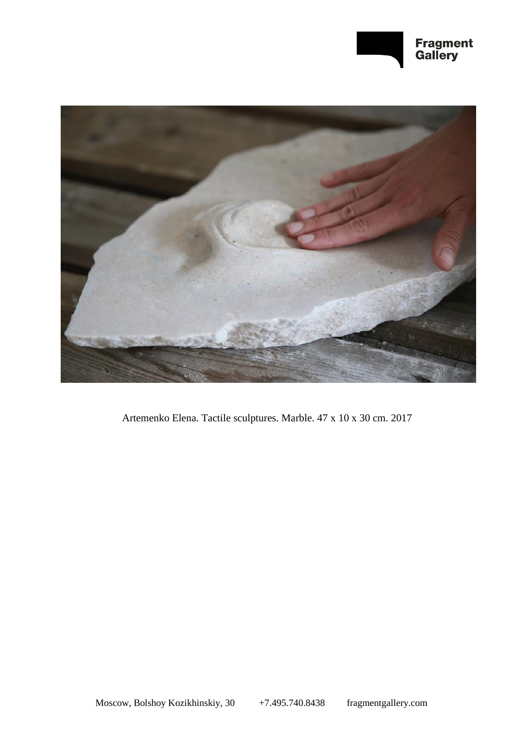Artemenko Elena. Tactile sculptures. Marble. 47 x 10 x 30 cm. 2017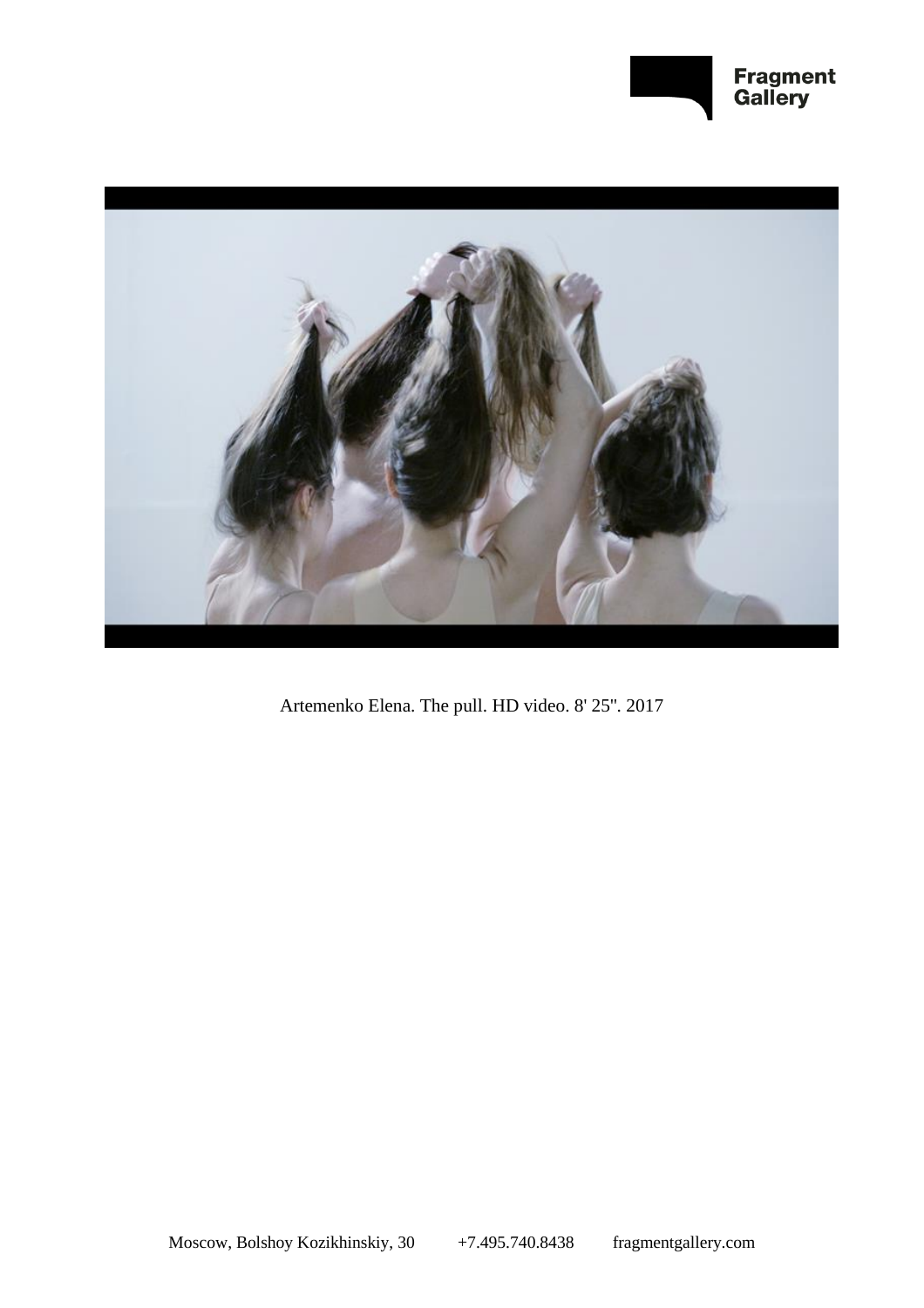Artemenko Elena. The pull. HD video. 8' 25''. 2017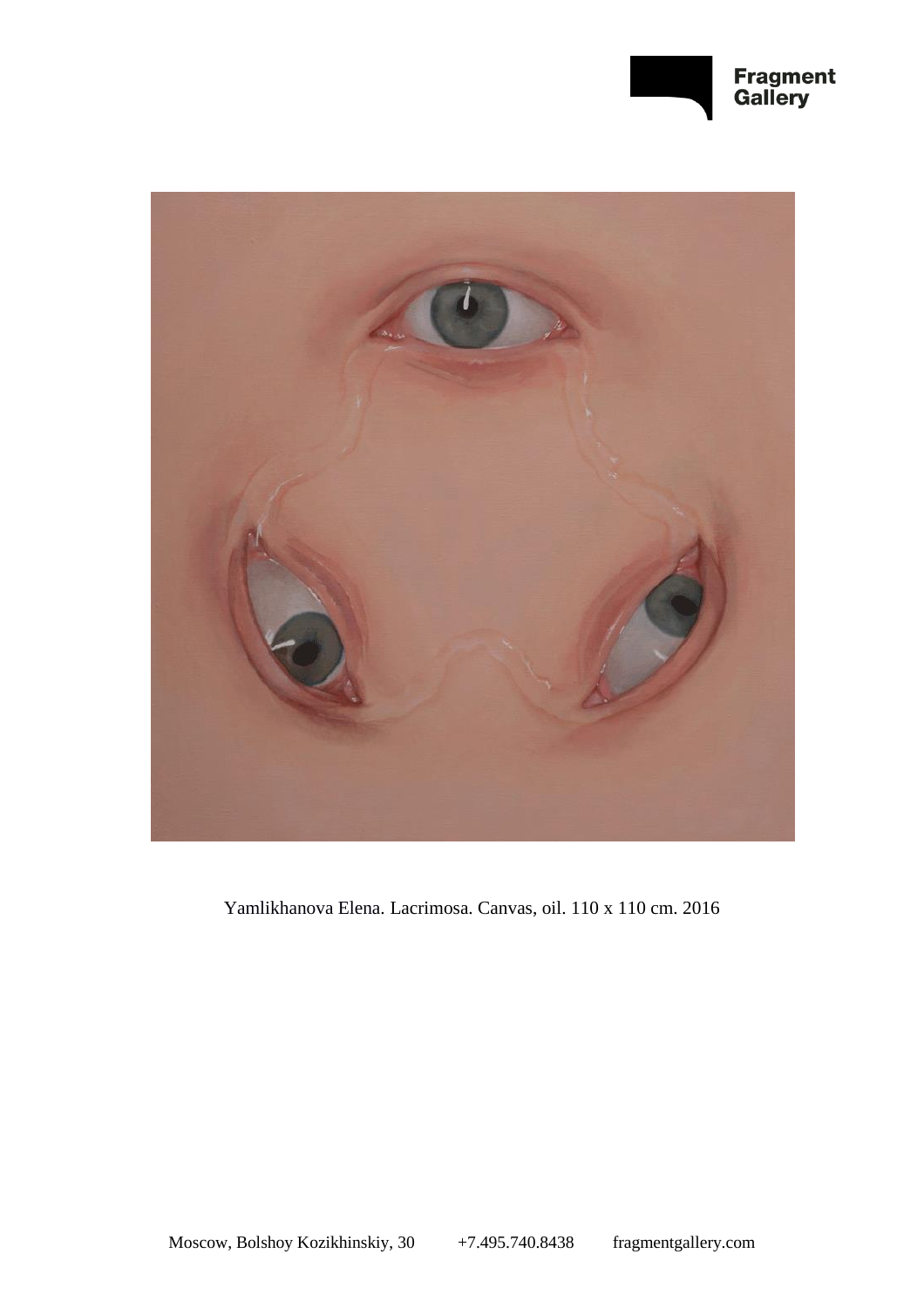Yamlikhanova Elena. Lacrimosa. Canvas, oil. 110 x 110 cm. 2016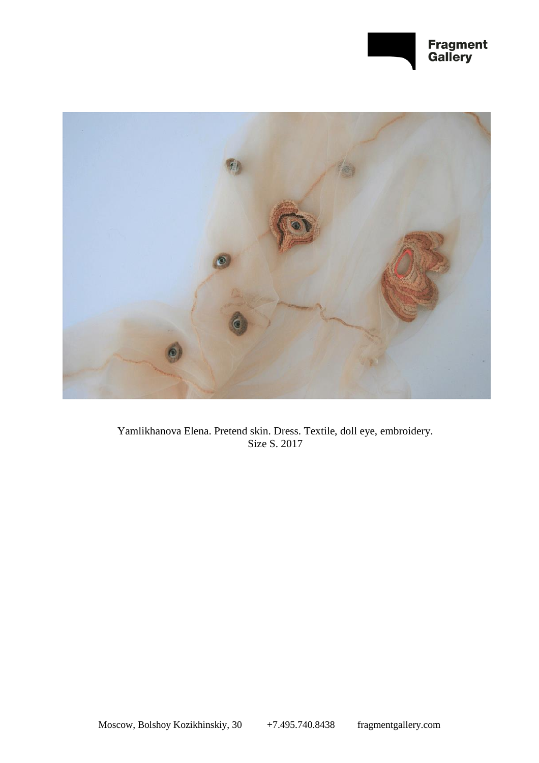Yamlikhanova Elena. Pretend skin. Dress. Textile, doll eye, embroidery.
Size S. 2017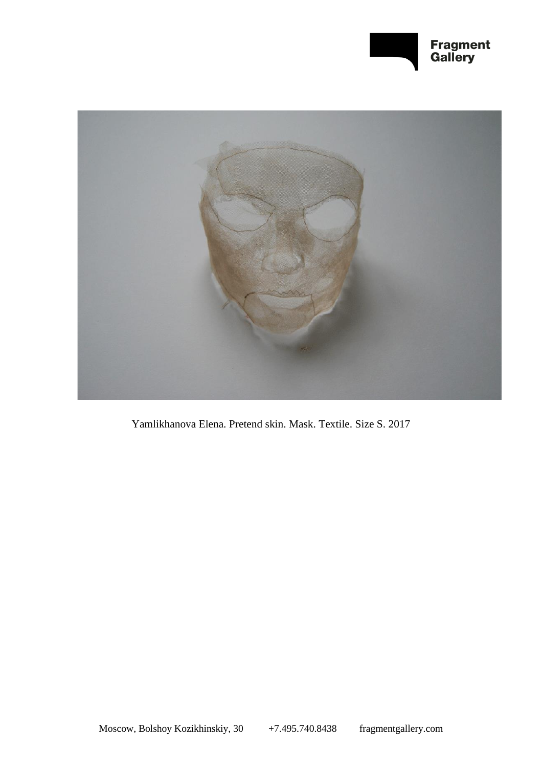Yamlikhanova Elena. Pretend skin. Mask. Textile. Size S. 2017